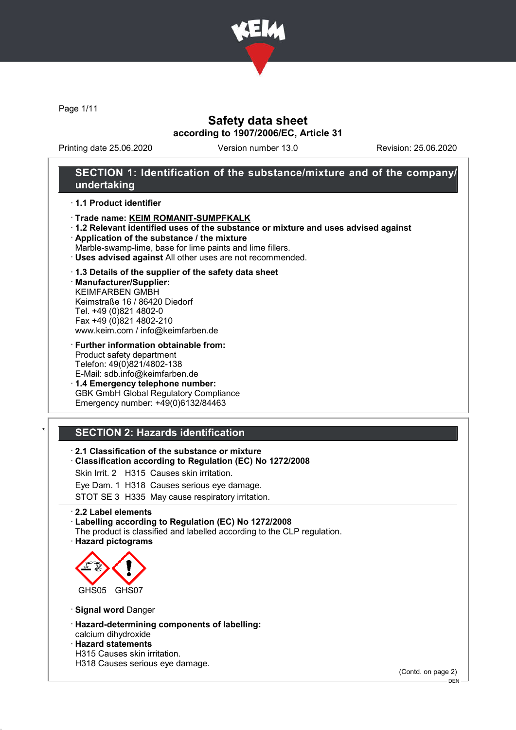# Safety data sheet

**according to 1907/2006/EC, Article 31**

Printing date 25.06.2020 | Version number 13.0 | Revision: 25.06.2020

## SECTION 1: Identification of the substance/mixture and of the company/undertaking

· **1.1 Product identifier**

· **Trade name: KEIM ROMANIT-SUMPFKALK**

· **1.2 Relevant identified uses of the substance or mixture and uses advised against**

· **Application of the substance / the mixture**
Marble-swamp-lime, base for lime paints and lime fillers.

· **Uses advised against** All other uses are not recommended.

· **1.3 Details of the supplier of the safety data sheet**

· **Manufacturer/Supplier:**
KEIMFARBEN GMBH
Keimstraße 16 / 86420 Diedorf
Tel. +49 (0)821 4802-0
Fax +49 (0)821 4802-210
www.keim.com / info@keimfarben.de

· **Further information obtainable from:**
Product safety department
Telefon: 49(0)821/4802-138
E-Mail: sdb.info@keimfarben.de

· **1.4 Emergency telephone number:**
GBK GmbH Global Regulatory Compliance
Emergency number: +49(0)6132/84463

## * SECTION 2: Hazards identification

· **2.1 Classification of the substance or mixture**

· **Classification according to Regulation (EC) No 1272/2008**

Skin Irrit. 2 H315 Causes skin irritation.

Eye Dam. 1 H318 Causes serious eye damage.

STOT SE 3 H335 May cause respiratory irritation.

· **2.2 Label elements**

· **Labelling according to Regulation (EC) No 1272/2008**
The product is classified and labelled according to the CLP regulation.

· **Hazard pictograms**

GHS05 GHS07

· **Signal word** Danger

· **Hazard-determining components of labelling:**
calcium dihydroxide

· **Hazard statements**
H315 Causes skin irritation.
H318 Causes serious eye damage.

(Contd. on page 2)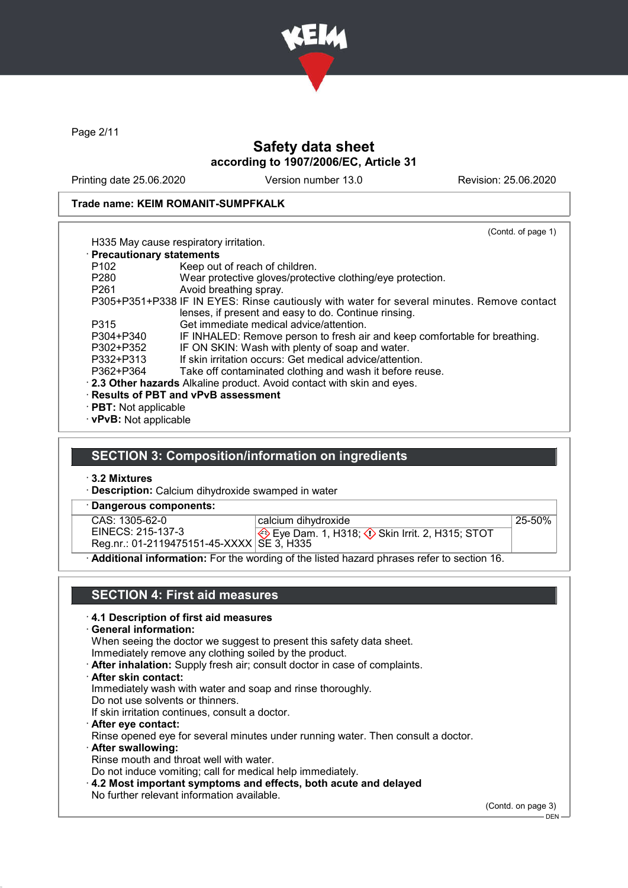Safety data sheet
according to 1907/2006/EC, Article 31

Printing date 25.06.2020 | Version number 13.0 | Revision: 25.06.2020

**Trade name: KEIM ROMANIT-SUMPFKALK**

(Contd. of page 1)

H335 May cause respiratory irritation.

· **Precautionary statements**

| | |
|---|---|
| P102 | Keep out of reach of children. |
| P280 | Wear protective gloves/protective clothing/eye protection. |
| P261 | Avoid breathing spray. |
| P305+P351+P338 | IF IN EYES: Rinse cautiously with water for several minutes. Remove contact lenses, if present and easy to do. Continue rinsing. |
| P315 | Get immediate medical advice/attention. |
| P304+P340 | IF INHALED: Remove person to fresh air and keep comfortable for breathing. |
| P302+P352 | IF ON SKIN: Wash with plenty of soap and water. |
| P332+P313 | If skin irritation occurs: Get medical advice/attention. |
| P362+P364 | Take off contaminated clothing and wash it before reuse. |

· **2.3 Other hazards** Alkaline product. Avoid contact with skin and eyes.

· **Results of PBT and vPvB assessment**

· **PBT:** Not applicable

· **vPvB:** Not applicable

## SECTION 3: Composition/information on ingredients

· **3.2 Mixtures**

· **Description:** Calcium dihydroxide swamped in water

· **Dangerous components:**

| | | |
|---|---|---|
| CAS: 1305-62-0<br>EINECS: 215-137-3<br>Reg.nr.: 01-2119475151-45-XXXX | calcium dihydroxide<br>Eye Dam. 1, H318; Skin Irrit. 2, H315; STOT SE 3, H335 | 25-50% |

· **Additional information:** For the wording of the listed hazard phrases refer to section 16.

## SECTION 4: First aid measures

· **4.1 Description of first aid measures**

· **General information:**

When seeing the doctor we suggest to present this safety data sheet.
Immediately remove any clothing soiled by the product.

· **After inhalation:** Supply fresh air; consult doctor in case of complaints.

· **After skin contact:**

Immediately wash with water and soap and rinse thoroughly.
Do not use solvents or thinners.
If skin irritation continues, consult a doctor.

· **After eye contact:**

Rinse opened eye for several minutes under running water. Then consult a doctor.

· **After swallowing:**

Rinse mouth and throat well with water.
Do not induce vomiting; call for medical help immediately.

· **4.2 Most important symptoms and effects, both acute and delayed**

No further relevant information available.

(Contd. on page 3)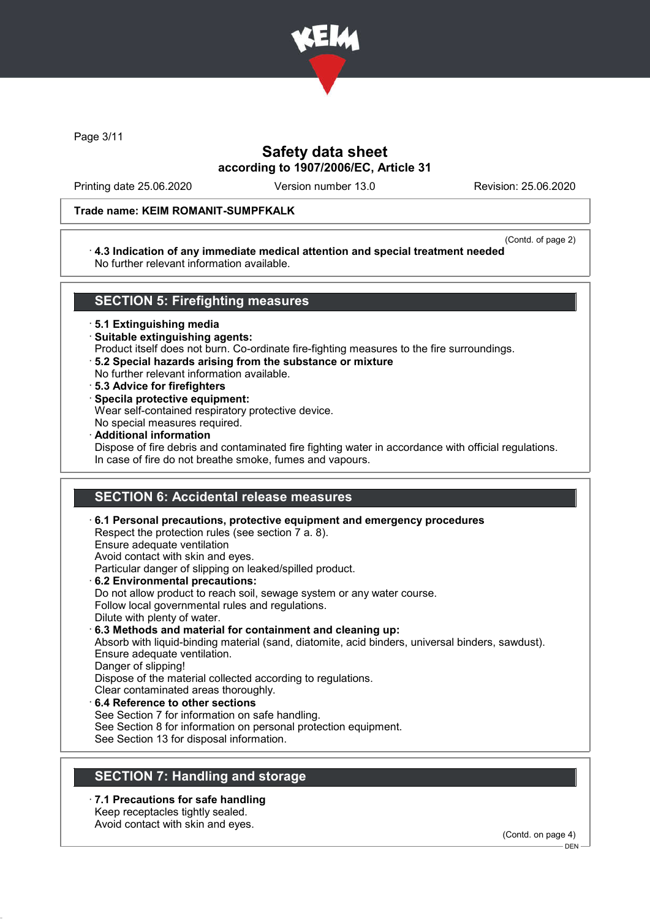Safety data sheet
according to 1907/2006/EC, Article 31

Printing date 25.06.2020 | Version number 13.0 | Revision: 25.06.2020

**Trade name: KEIM ROMANIT-SUMPFKALK**

(Contd. of page 2)

· **4.3 Indication of any immediate medical attention and special treatment needed**
No further relevant information available.

## SECTION 5: Firefighting measures

· **5.1 Extinguishing media**
· **Suitable extinguishing agents:**
Product itself does not burn. Co-ordinate fire-fighting measures to the fire surroundings.
· **5.2 Special hazards arising from the substance or mixture**
No further relevant information available.
· **5.3 Advice for firefighters**
· **Specila protective equipment:**
Wear self-contained respiratory protective device.
No special measures required.
· **Additional information**
Dispose of fire debris and contaminated fire fighting water in accordance with official regulations.
In case of fire do not breathe smoke, fumes and vapours.

## SECTION 6: Accidental release measures

· **6.1 Personal precautions, protective equipment and emergency procedures**
Respect the protection rules (see section 7 a. 8).
Ensure adequate ventilation
Avoid contact with skin and eyes.
Particular danger of slipping on leaked/spilled product.
· **6.2 Environmental precautions:**
Do not allow product to reach soil, sewage system or any water course.
Follow local governmental rules and regulations.
Dilute with plenty of water.
· **6.3 Methods and material for containment and cleaning up:**
Absorb with liquid-binding material (sand, diatomite, acid binders, universal binders, sawdust).
Ensure adequate ventilation.
Danger of slipping!
Dispose of the material collected according to regulations.
Clear contaminated areas thoroughly.
· **6.4 Reference to other sections**
See Section 7 for information on safe handling.
See Section 8 for information on personal protection equipment.
See Section 13 for disposal information.

## SECTION 7: Handling and storage

· **7.1 Precautions for safe handling**
Keep receptacles tightly sealed.
Avoid contact with skin and eyes.

(Contd. on page 4)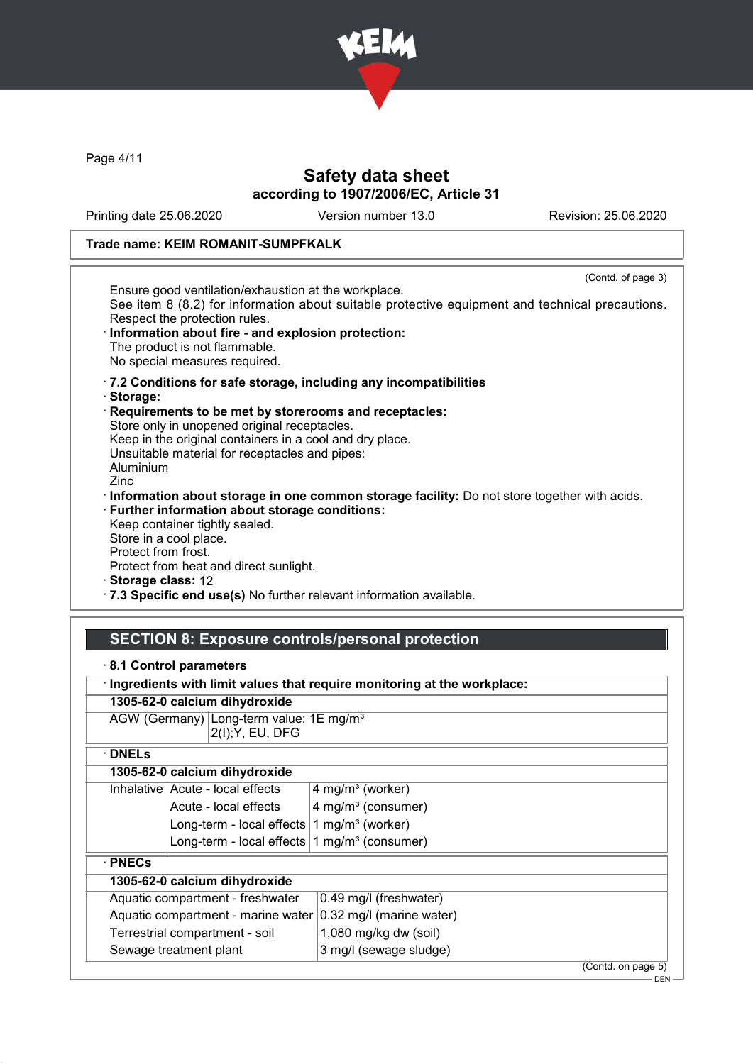**Trade name: KEIM ROMANIT-SUMPFKALK**

(Contd. of page 3)

Ensure good ventilation/exhaustion at the workplace.
See item 8 (8.2) for information about suitable protective equipment and technical precautions.
Respect the protection rules.

· **Information about fire - and explosion protection:**
The product is not flammable.
No special measures required.

· **7.2 Conditions for safe storage, including any incompatibilities**
· **Storage:**
· **Requirements to be met by storerooms and receptacles:**
Store only in unopened original receptacles.
Keep in the original containers in a cool and dry place.
Unsuitable material for receptacles and pipes:
Aluminium
Zinc
· **Information about storage in one common storage facility:** Do not store together with acids.
· **Further information about storage conditions:**
Keep container tightly sealed.
Store in a cool place.
Protect from frost.
Protect from heat and direct sunlight.
· **Storage class:** 12
· **7.3 Specific end use(s)** No further relevant information available.

## SECTION 8: Exposure controls/personal protection

· **8.1 Control parameters**

· **Ingredients with limit values that require monitoring at the workplace:**

| **1305-62-0 calcium dihydroxide** | |
|---|---|
| AGW (Germany) | Long-term value: 1E mg/m³<br>2(I);Y, EU, DFG |

· **DNELs**

| **1305-62-0 calcium dihydroxide** | | |
|---|---|---|
| Inhalative | Acute - local effects | 4 mg/m³ (worker) |
| | Acute - local effects | 4 mg/m³ (consumer) |
| | Long-term - local effects | 1 mg/m³ (worker) |
| | Long-term - local effects | 1 mg/m³ (consumer) |

· **PNECs**

| **1305-62-0 calcium dihydroxide** | |
|---|---|
| Aquatic compartment - freshwater | 0.49 mg/l (freshwater) |
| Aquatic compartment - marine water | 0.32 mg/l (marine water) |
| Terrestrial compartment - soil | 1,080 mg/kg dw (soil) |
| Sewage treatment plant | 3 mg/l (sewage sludge) |

(Contd. on page 5)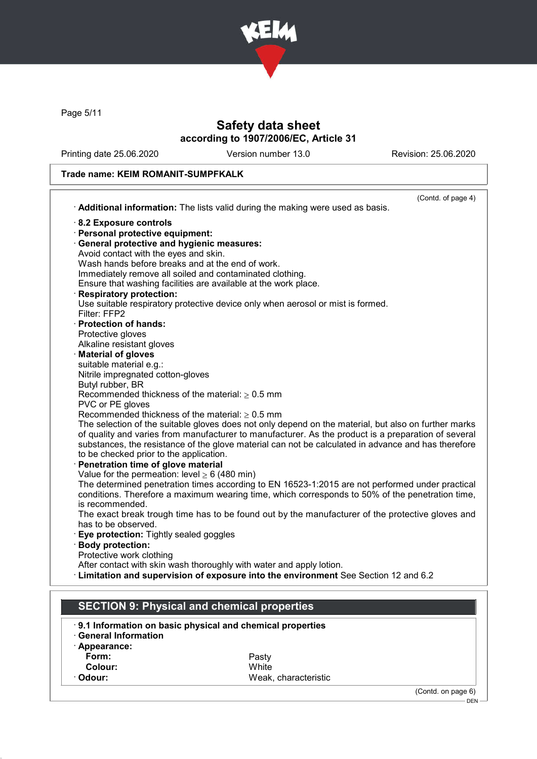**Trade name: KEIM ROMANIT-SUMPFKALK**

(Contd. of page 4)

· **Additional information:** The lists valid during the making were used as basis.

· **8.2 Exposure controls**
· **Personal protective equipment:**
· **General protective and hygienic measures:**
Avoid contact with the eyes and skin.
Wash hands before breaks and at the end of work.
Immediately remove all soiled and contaminated clothing.
Ensure that washing facilities are available at the work place.
· **Respiratory protection:**
Use suitable respiratory protective device only when aerosol or mist is formed.
Filter: FFP2
· **Protection of hands:**
Protective gloves
Alkaline resistant gloves
· **Material of gloves**
suitable material e.g.:
Nitrile impregnated cotton-gloves
Butyl rubber, BR
Recommended thickness of the material: ≥ 0.5 mm
PVC or PE gloves
Recommended thickness of the material: ≥ 0.5 mm
The selection of the suitable gloves does not only depend on the material, but also on further marks of quality and varies from manufacturer to manufacturer. As the product is a preparation of several substances, the resistance of the glove material can not be calculated in advance and has therefore to be checked prior to the application.
· **Penetration time of glove material**
Value for the permeation: level ≥ 6 (480 min)
The determined penetration times according to EN 16523-1:2015 are not performed under practical conditions. Therefore a maximum wearing time, which corresponds to 50% of the penetration time, is recommended.
The exact break trough time has to be found out by the manufacturer of the protective gloves and has to be observed.
· **Eye protection:** Tightly sealed goggles
· **Body protection:**
Protective work clothing
After contact with skin wash thoroughly with water and apply lotion.
· **Limitation and supervision of exposure into the environment** See Section 12 and 6.2

## SECTION 9: Physical and chemical properties

· **9.1 Information on basic physical and chemical properties**
· **General Information**
· **Appearance:**

| | |
|---|---|
| **Form:** | Pasty |
| **Colour:** | White |
| · **Odour:** | Weak, characteristic |

(Contd. on page 6)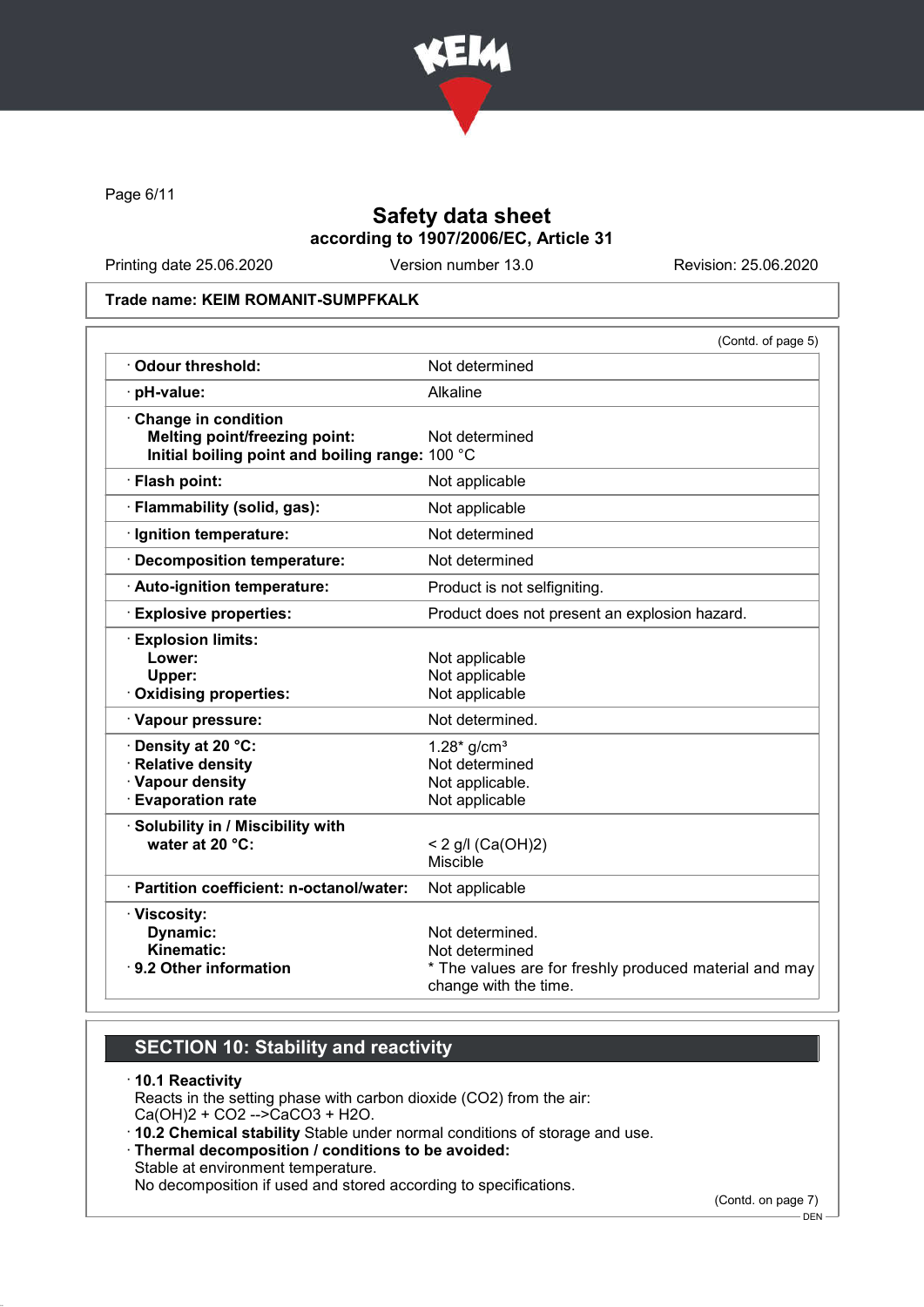# Safety data sheet
## according to 1907/2006/EC, Article 31

Printing date 25.06.2020 | Version number 13.0 | Revision: 25.06.2020

**Trade name: KEIM ROMANIT-SUMPFKALK**

(Contd. of page 5)

| Property | Value |
|---|---|
| · **Odour threshold:** | Not determined |
| · **pH-value:** | Alkaline |
| · **Change in condition** | |
| **Melting point/freezing point:** | Not determined |
| **Initial boiling point and boiling range:** | 100 °C |
| · **Flash point:** | Not applicable |
| · **Flammability (solid, gas):** | Not applicable |
| · **Ignition temperature:** | Not determined |
| · **Decomposition temperature:** | Not determined |
| · **Auto-ignition temperature:** | Product is not selfigniting. |
| · **Explosive properties:** | Product does not present an explosion hazard. |
| · **Explosion limits:** | |
| **Lower:** | Not applicable |
| **Upper:** | Not applicable |
| · **Oxidising properties:** | Not applicable |
| · **Vapour pressure:** | Not determined. |
| · **Density at 20 °C:** | 1.28* g/cm³ |
| · **Relative density** | Not determined |
| · **Vapour density** | Not applicable. |
| · **Evaporation rate** | Not applicable |
| · **Solubility in / Miscibility with water at 20 °C:** | < 2 g/l ($Ca(OH)_2$) Miscible |
| · **Partition coefficient: n-octanol/water:** | Not applicable |
| · **Viscosity:** | |
| **Dynamic:** | Not determined. |
| **Kinematic:** | Not determined |
| · **9.2 Other information** | * The values are for freshly produced material and may change with the time. |

## SECTION 10: Stability and reactivity

· **10.1 Reactivity**
Reacts in the setting phase with carbon dioxide ($CO_2$) from the air:
$Ca(OH)_2 + CO_2 \rightarrow CaCO_3 + H_2O$.

· **10.2 Chemical stability** Stable under normal conditions of storage and use.

· **Thermal decomposition / conditions to be avoided:**
Stable at environment temperature.
No decomposition if used and stored according to specifications.

(Contd. on page 7)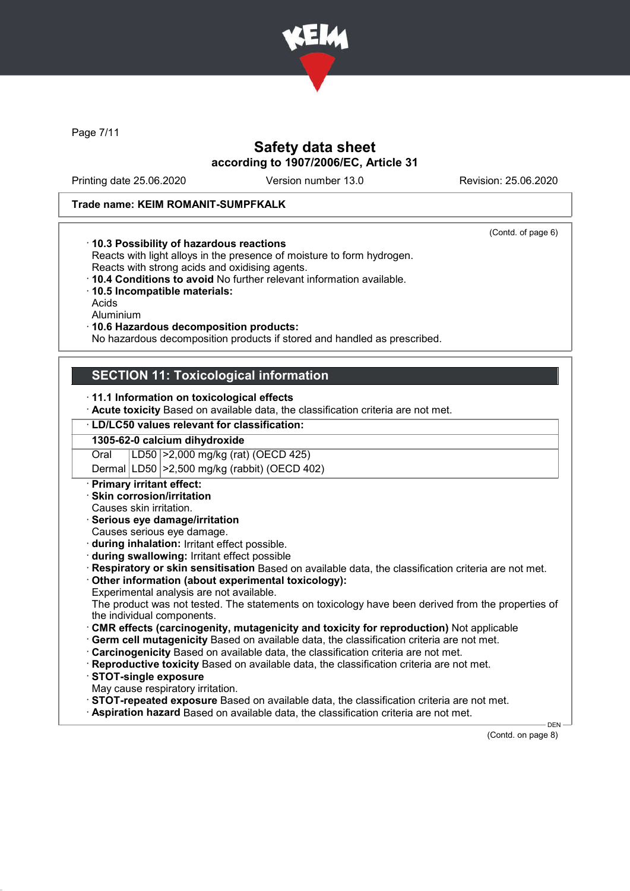Trade name: KEIM ROMANIT-SUMPFKALK

(Contd. of page 6)

· **10.3 Possibility of hazardous reactions**
Reacts with light alloys in the presence of moisture to form hydrogen.
Reacts with strong acids and oxidising agents.
· **10.4 Conditions to avoid** No further relevant information available.
· **10.5 Incompatible materials:**
Acids
Aluminium
· **10.6 Hazardous decomposition products:**
No hazardous decomposition products if stored and handled as prescribed.

## SECTION 11: Toxicological information

· **11.1 Information on toxicological effects**
· **Acute toxicity** Based on available data, the classification criteria are not met.

· **LD/LC50 values relevant for classification:**

| **1305-62-0 calcium dihydroxide** | | |
|---|---|---|
| Oral | LD50 | >2,000 mg/kg (rat) (OECD 425) |
| Dermal | LD50 | >2,500 mg/kg (rabbit) (OECD 402) |

· **Primary irritant effect:**
· **Skin corrosion/irritation**
Causes skin irritation.
· **Serious eye damage/irritation**
Causes serious eye damage.
· **during inhalation:** Irritant effect possible.
· **during swallowing:** Irritant effect possible
· **Respiratory or skin sensitisation** Based on available data, the classification criteria are not met.
· **Other information (about experimental toxicology):**
Experimental analysis are not available.
The product was not tested. The statements on toxicology have been derived from the properties of the individual components.
· **CMR effects (carcinogenity, mutagenicity and toxicity for reproduction)** Not applicable
· **Germ cell mutagenicity** Based on available data, the classification criteria are not met.
· **Carcinogenicity** Based on available data, the classification criteria are not met.
· **Reproductive toxicity** Based on available data, the classification criteria are not met.
· **STOT-single exposure**
May cause respiratory irritation.
· **STOT-repeated exposure** Based on available data, the classification criteria are not met.
· **Aspiration hazard** Based on available data, the classification criteria are not met.

(Contd. on page 8)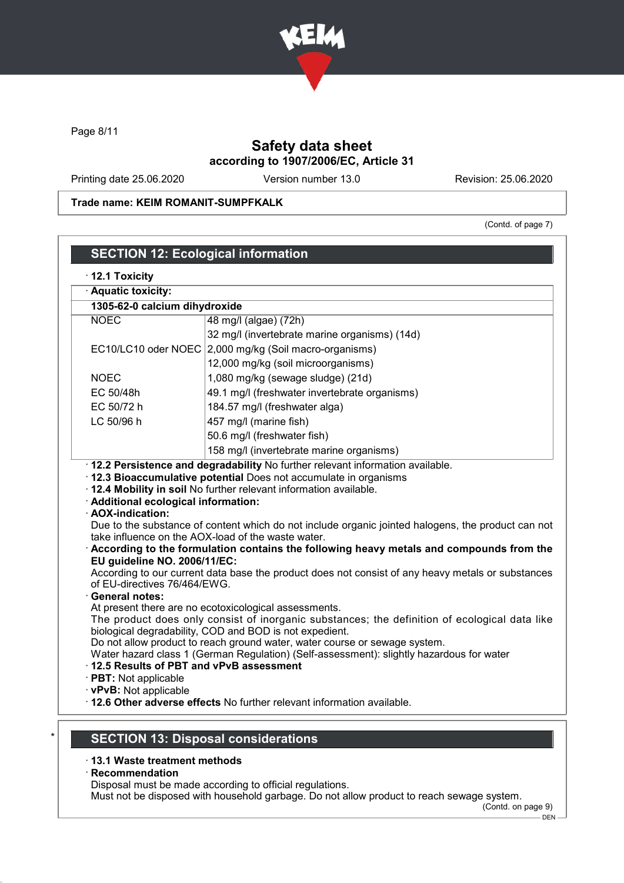**Safety data sheet**
**according to 1907/2006/EC, Article 31**

Printing date 25.06.2020 | Version number 13.0 | Revision: 25.06.2020

**Trade name: KEIM ROMANIT-SUMPFKALK**

(Contd. of page 7)

## SECTION 12: Ecological information

· **12.1 Toxicity**

· **Aquatic toxicity:**

| 1305-62-0 calcium dihydroxide | |
|---|---|
| NOEC | 48 mg/l (algae) (72h) |
| | 32 mg/l (invertebrate marine organisms) (14d) |
| EC10/LC10 oder NOEC | 2,000 mg/kg (Soil macro-organisms) |
| | 12,000 mg/kg (soil microorganisms) |
| NOEC | 1,080 mg/kg (sewage sludge) (21d) |
| EC 50/48h | 49.1 mg/l (freshwater invertebrate organisms) |
| EC 50/72 h | 184.57 mg/l (freshwater alga) |
| LC 50/96 h | 457 mg/l (marine fish) |
| | 50.6 mg/l (freshwater fish) |
| | 158 mg/l (invertebrate marine organisms) |

· **12.2 Persistence and degradability** No further relevant information available.

· **12.3 Bioaccumulative potential** Does not accumulate in organisms

· **12.4 Mobility in soil** No further relevant information available.

· **Additional ecological information:**

· **AOX-indication:**
Due to the substance of content which do not include organic jointed halogens, the product can not take influence on the AOX-load of the waste water.

· **According to the formulation contains the following heavy metals and compounds from the EU guideline NO. 2006/11/EC:**
According to our current data base the product does not consist of any heavy metals or substances of EU-directives 76/464/EWG.

· **General notes:**
At present there are no ecotoxicological assessments.
The product does only consist of inorganic substances; the definition of ecological data like biological degradability, COD and BOD is not expedient.
Do not allow product to reach ground water, water course or sewage system.
Water hazard class 1 (German Regulation) (Self-assessment): slightly hazardous for water

· **12.5 Results of PBT and vPvB assessment**

· **PBT:** Not applicable

· **vPvB:** Not applicable

· **12.6 Other adverse effects** No further relevant information available.

## SECTION 13: Disposal considerations

· **13.1 Waste treatment methods**

· **Recommendation**
Disposal must be made according to official regulations.
Must not be disposed with household garbage. Do not allow product to reach sewage system.

(Contd. on page 9)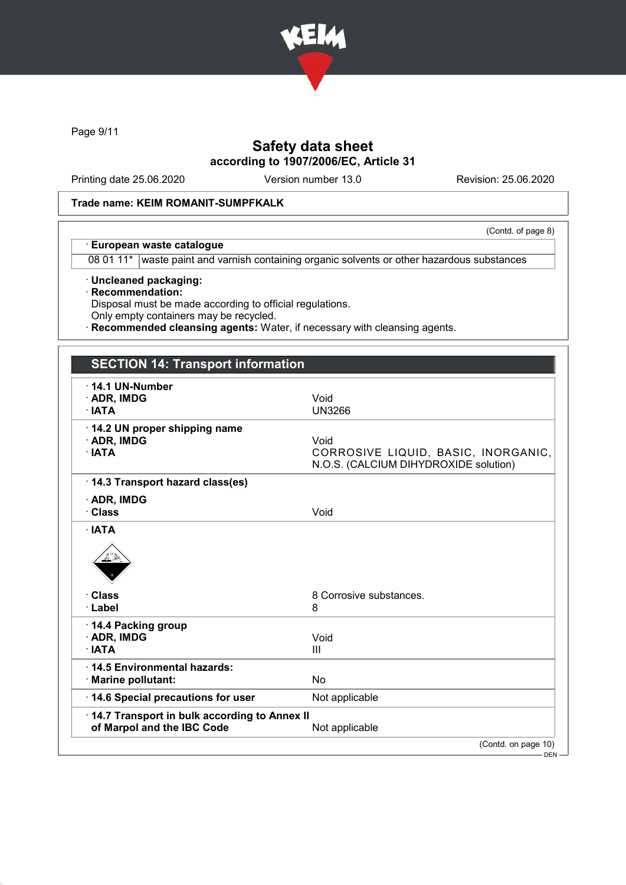Trade name: KEIM ROMANIT-SUMPFKALK

(Contd. of page 8)

· **European waste catalogue**

| | |
|---|---|
| 08 01 11* | waste paint and varnish containing organic solvents or other hazardous substances |

· **Uncleaned packaging:**
· **Recommendation:**
Disposal must be made according to official regulations.
Only empty containers may be recycled.
· **Recommended cleansing agents:** Water, if necessary with cleansing agents.

## SECTION 14: Transport information

| | |
|---|---|
| · **14.1 UN-Number** | |
| · **ADR, IMDG** | Void |
| · **IATA** | UN3266 |
| · **14.2 UN proper shipping name** | |
| · **ADR, IMDG** | Void |
| · **IATA** | CORROSIVE LIQUID, BASIC, INORGANIC, N.O.S. (CALCIUM DIHYDROXIDE solution) |
| · **14.3 Transport hazard class(es)** | |
| · **ADR, IMDG** | |
| · **Class** | Void |
| · **IATA** | |
| · **Class** | 8 Corrosive substances. |
| · **Label** | 8 |
| · **14.4 Packing group** | |
| · **ADR, IMDG** | Void |
| · **IATA** | III |
| · **14.5 Environmental hazards:** | |
| · **Marine pollutant:** | No |
| · **14.6 Special precautions for user** | Not applicable |
| · **14.7 Transport in bulk according to Annex II of Marpol and the IBC Code** | Not applicable |

(Contd. on page 10)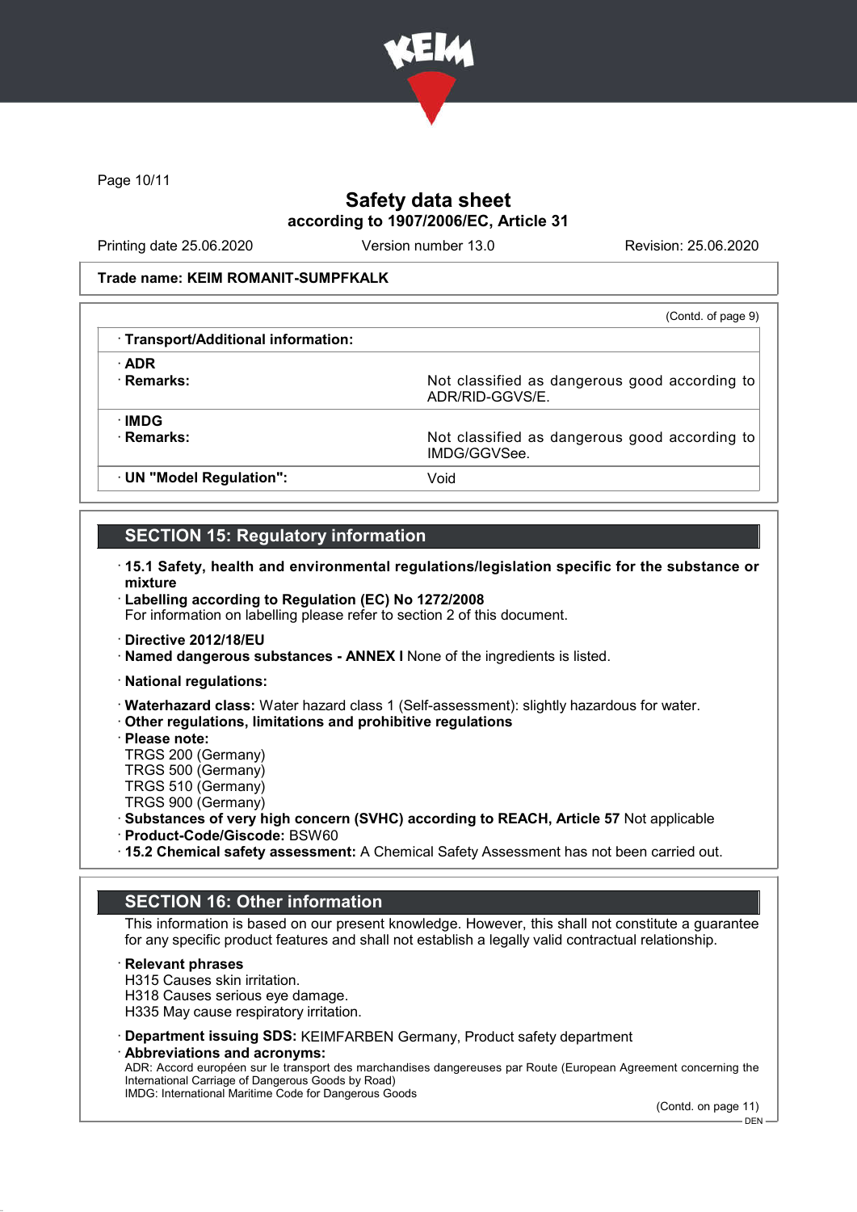Trade name: KEIM ROMANIT-SUMPFKALK

(Contd. of page 9)

| · Transport/Additional information: | |
|---|---|
| · ADR<br>· Remarks: | Not classified as dangerous good according to ADR/RID-GGVS/E. |
| · IMDG<br>· Remarks: | Not classified as dangerous good according to IMDG/GGVSee. |
| · UN "Model Regulation": | Void |

## SECTION 15: Regulatory information

· **15.1 Safety, health and environmental regulations/legislation specific for the substance or mixture**
· **Labelling according to Regulation (EC) No 1272/2008**
For information on labelling please refer to section 2 of this document.

· **Directive 2012/18/EU**
· **Named dangerous substances - ANNEX I** None of the ingredients is listed.

· **National regulations:**

· **Waterhazard class:** Water hazard class 1 (Self-assessment): slightly hazardous for water.
· **Other regulations, limitations and prohibitive regulations**
· **Please note:**
TRGS 200 (Germany)
TRGS 500 (Germany)
TRGS 510 (Germany)
TRGS 900 (Germany)
· **Substances of very high concern (SVHC) according to REACH, Article 57** Not applicable
· **Product-Code/Giscode:** BSW60
· **15.2 Chemical safety assessment:** A Chemical Safety Assessment has not been carried out.

## SECTION 16: Other information

This information is based on our present knowledge. However, this shall not constitute a guarantee for any specific product features and shall not establish a legally valid contractual relationship.

· **Relevant phrases**
H315 Causes skin irritation.
H318 Causes serious eye damage.
H335 May cause respiratory irritation.

· **Department issuing SDS:** KEIMFARBEN Germany, Product safety department
· **Abbreviations and acronyms:**
ADR: Accord européen sur le transport des marchandises dangereuses par Route (European Agreement concerning the International Carriage of Dangerous Goods by Road)
IMDG: International Maritime Code for Dangerous Goods

(Contd. on page 11)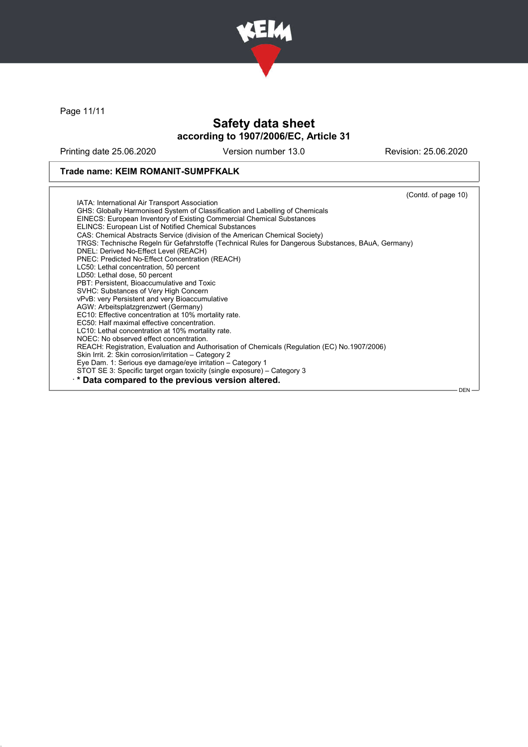# Safety data sheet
## according to 1907/2006/EC, Article 31

Printing date 25.06.2020 Version number 13.0 Revision: 25.06.2020

**Trade name: KEIM ROMANIT-SUMPFKALK**

(Contd. of page 10)

IATA: International Air Transport Association
GHS: Globally Harmonised System of Classification and Labelling of Chemicals
EINECS: European Inventory of Existing Commercial Chemical Substances
ELINCS: European List of Notified Chemical Substances
CAS: Chemical Abstracts Service (division of the American Chemical Society)
TRGS: Technische Regeln für Gefahrstoffe (Technical Rules for Dangerous Substances, BAuA, Germany)
DNEL: Derived No-Effect Level (REACH)
PNEC: Predicted No-Effect Concentration (REACH)
LC50: Lethal concentration, 50 percent
LD50: Lethal dose, 50 percent
PBT: Persistent, Bioaccumulative and Toxic
SVHC: Substances of Very High Concern
vPvB: very Persistent and very Bioaccumulative
AGW: Arbeitsplatzgrenzwert (Germany)
EC10: Effective concentration at 10% mortality rate.
EC50: Half maximal effective concentration.
LC10: Lethal concentration at 10% mortality rate.
NOEC: No observed effect concentration.
REACH: Registration, Evaluation and Authorisation of Chemicals (Regulation (EC) No.1907/2006)
Skin Irrit. 2: Skin corrosion/irritation – Category 2
Eye Dam. 1: Serious eye damage/eye irritation – Category 1
STOT SE 3: Specific target organ toxicity (single exposure) – Category 3

· **\* Data compared to the previous version altered.**

DEN